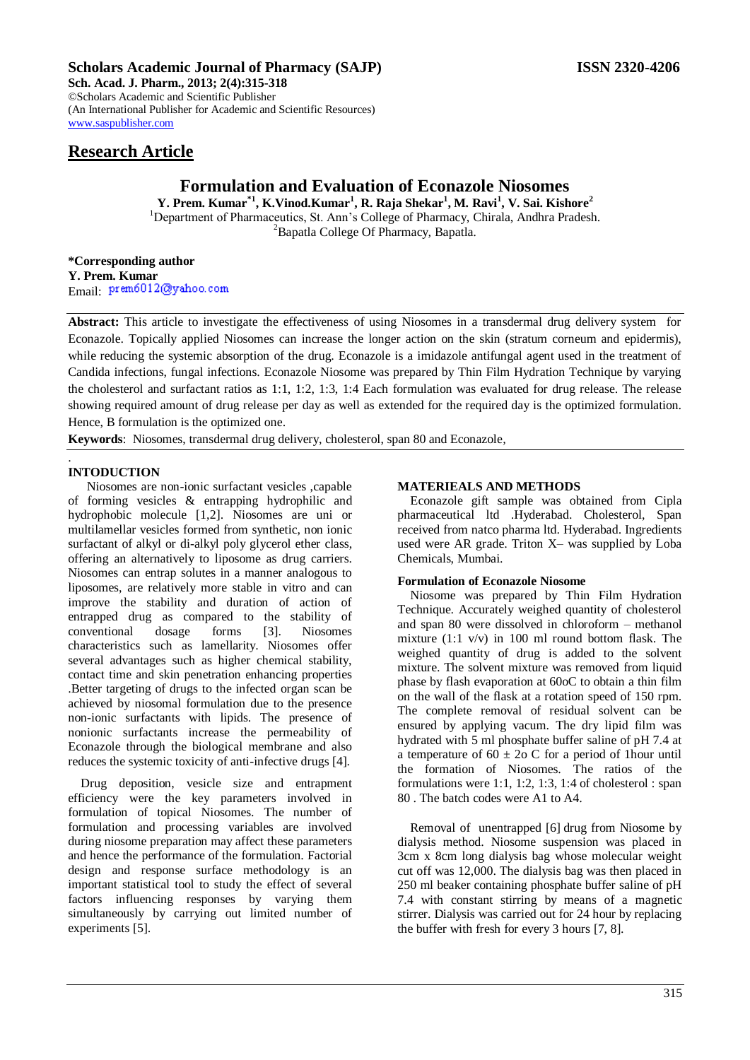# Formulation and Evaluation of Econazole Niosomes

**Y. Prem. Kumar[*1], K.Vinod.Kumar[1], R. Raja Shekar[1], M. Ravi[1], V. Sai. Kishore[2]**

[1]Department of Pharmaceutics, St. Ann's College of Pharmacy, Chirala, Andhra Pradesh.
[2]Bapatla College Of Pharmacy, Bapatla.

**\*Corresponding author**
**Y. Prem. Kumar**
Email: prem6012@yahoo.com

**Abstract:** This article to investigate the effectiveness of using Niosomes in a transdermal drug delivery system for Econazole. Topically applied Niosomes can increase the longer action on the skin (stratum corneum and epidermis), while reducing the systemic absorption of the drug. Econazole is a imidazole antifungal agent used in the treatment of Candida infections, fungal infections. Econazole Niosome was prepared by Thin Film Hydration Technique by varying the cholesterol and surfactant ratios as 1:1, 1:2, 1:3, 1:4 Each formulation was evaluated for drug release. The release showing required amount of drug release per day as well as extended for the required day is the optimized formulation. Hence, B formulation is the optimized one.

**Keywords**: Niosomes, transdermal drug delivery, cholesterol, span 80 and Econazole,

## INTODUCTION

Niosomes are non-ionic surfactant vesicles ,capable of forming vesicles & entrapping hydrophilic and hydrophobic molecule [1,2]. Niosomes are uni or multilamellar vesicles formed from synthetic, non ionic surfactant of alkyl or di-alkyl poly glycerol ether class, offering an alternatively to liposome as drug carriers. Niosomes can entrap solutes in a manner analogous to liposomes, are relatively more stable in vitro and can improve the stability and duration of action of entrapped drug as compared to the stability of conventional dosage forms [3]. Niosomes characteristics such as lamellarity. Niosomes offer several advantages such as higher chemical stability, contact time and skin penetration enhancing properties .Better targeting of drugs to the infected organ scan be achieved by niosomal formulation due to the presence non-ionic surfactants with lipids. The presence of nonionic surfactants increase the permeability of Econazole through the biological membrane and also reduces the systemic toxicity of anti-infective drugs [4].

Drug deposition, vesicle size and entrapment efficiency were the key parameters involved in formulation of topical Niosomes. The number of formulation and processing variables are involved during niosome preparation may affect these parameters and hence the performance of the formulation. Factorial design and response surface methodology is an important statistical tool to study the effect of several factors influencing responses by varying them simultaneously by carrying out limited number of experiments [5].

## MATERIEALS AND METHODS

Econazole gift sample was obtained from Cipla pharmaceutical ltd .Hyderabad. Cholesterol, Span received from natco pharma ltd. Hyderabad. Ingredients used were AR grade. Triton X– was supplied by Loba Chemicals, Mumbai.

### Formulation of Econazole Niosome

Niosome was prepared by Thin Film Hydration Technique. Accurately weighed quantity of cholesterol and span 80 were dissolved in chloroform – methanol mixture (1:1 v/v) in 100 ml round bottom flask. The weighed quantity of drug is added to the solvent mixture. The solvent mixture was removed from liquid phase by flash evaporation at 60oC to obtain a thin film on the wall of the flask at a rotation speed of 150 rpm. The complete removal of residual solvent can be ensured by applying vacum. The dry lipid film was hydrated with 5 ml phosphate buffer saline of pH 7.4 at a temperature of 60 ± 2o C for a period of 1hour until the formation of Niosomes. The ratios of the formulations were 1:1, 1:2, 1:3, 1:4 of cholesterol : span 80 . The batch codes were A1 to A4.

Removal of unentrapped [6] drug from Niosome by dialysis method. Niosome suspension was placed in 3cm x 8cm long dialysis bag whose molecular weight cut off was 12,000. The dialysis bag was then placed in 250 ml beaker containing phosphate buffer saline of pH 7.4 with constant stirring by means of a magnetic stirrer. Dialysis was carried out for 24 hour by replacing the buffer with fresh for every 3 hours [7, 8].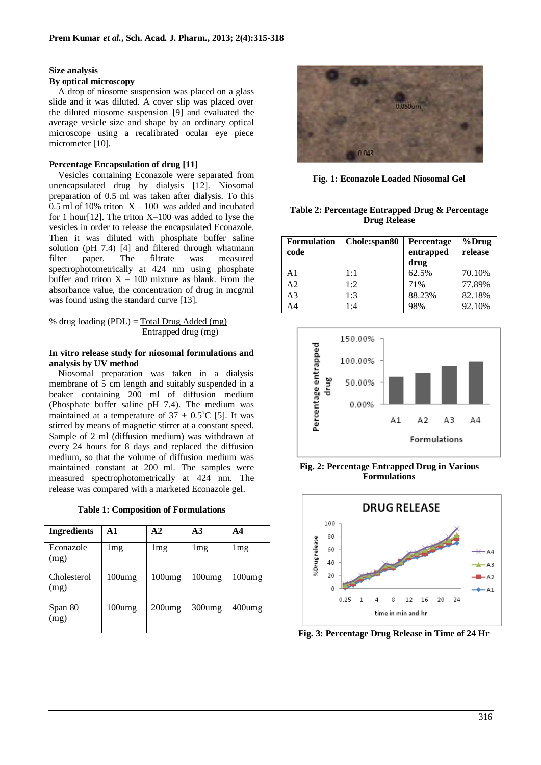### Size analysis

#### By optical microscopy

A drop of niosome suspension was placed on a glass slide and it was diluted. A cover slip was placed over the diluted niosome suspension [9] and evaluated the average vesicle size and shape by an ordinary optical microscope using a recalibrated ocular eye piece micrometer [10].

### Percentage Encapsulation of drug [11]

Vesicles containing Econazole were separated from unencapsulated drug by dialysis [12]. Niosomal preparation of 0.5 ml was taken after dialysis. To this 0.5 ml of 10% triton X – 100 was added and incubated for 1 hour[12]. The triton X–100 was added to lyse the vesicles in order to release the encapsulated Econazole. Then it was diluted with phosphate buffer saline solution (pH 7.4) [4] and filtered through whatmann filter paper. The filtrate was measured spectrophotometrically at 424 nm using phosphate buffer and triton X – 100 mixture as blank. From the absorbance value, the concentration of drug in mcg/ml was found using the standard curve [13].

$$\% \text{ drug loading (PDL)} = \frac{\text{Total Drug Added (mg)}}{\text{Entrapped drug (mg)}}$$

### In vitro release study for niosomal formulations and analysis by UV method

Niosomal preparation was taken in a dialysis membrane of 5 cm length and suitably suspended in a beaker containing 200 ml of diffusion medium (Phosphate buffer saline pH 7.4). The medium was maintained at a temperature of $37 \pm 0.5^{o}C$ [5]. It was stirred by means of magnetic stirrer at a constant speed. Sample of 2 ml (diffusion medium) was withdrawn at every 24 hours for 8 days and replaced the diffusion medium, so that the volume of diffusion medium was maintained constant at 200 ml. The samples were measured spectrophotometrically at 424 nm. The release was compared with a marketed Econazole gel.

**Table 1: Composition of Formulations**

| Ingredients | A1 | A2 | A3 | A4 |
|---|---|---|---|---|
| Econazole (mg) | 1mg | 1mg | 1mg | 1mg |
| Cholesterol (mg) | 100umg | 100umg | 100umg | 100umg |
| Span 80 (mg) | 100umg | 200umg | 300umg | 400umg |

**Fig. 1: Econazole Loaded Niosomal Gel**

**Table 2: Percentage Entrapped Drug & Percentage Drug Release**

| Formulation code | Chole:span80 | Percentage entrapped drug | %Drug release |
|---|---|---|---|
| A1 | 1:1 | 62.5% | 70.10% |
| A2 | 1:2 | 71% | 77.89% |
| A3 | 1:3 | 88.23% | 82.18% |
| A4 | 1:4 | 98% | 92.10% |

**Fig. 2: Percentage Entrapped Drug in Various Formulations**

**Fig. 3: Percentage Drug Release in Time of 24 Hr**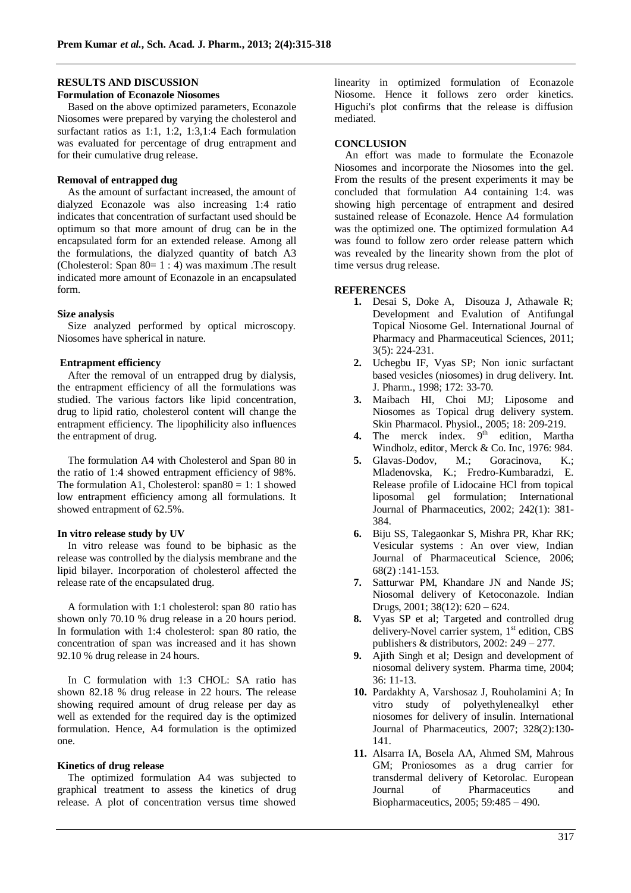## RESULTS AND DISCUSSION

### Formulation of Econazole Niosomes

Based on the above optimized parameters, Econazole Niosomes were prepared by varying the cholesterol and surfactant ratios as 1:1, 1:2, 1:3,1:4 Each formulation was evaluated for percentage of drug entrapment and for their cumulative drug release.

### Removal of entrapped dug

As the amount of surfactant increased, the amount of dialyzed Econazole was also increasing 1:4 ratio indicates that concentration of surfactant used should be optimum so that more amount of drug can be in the encapsulated form for an extended release. Among all the formulations, the dialyzed quantity of batch A3 (Cholesterol: Span 80= 1 : 4) was maximum .The result indicated more amount of Econazole in an encapsulated form.

### Size analysis

Size analyzed performed by optical microscopy. Niosomes have spherical in nature.

### Entrapment efficiency

After the removal of un entrapped drug by dialysis, the entrapment efficiency of all the formulations was studied. The various factors like lipid concentration, drug to lipid ratio, cholesterol content will change the entrapment efficiency. The lipophilicity also influences the entrapment of drug.

The formulation A4 with Cholesterol and Span 80 in the ratio of 1:4 showed entrapment efficiency of 98%. The formulation A1, Cholesterol: span80 = 1: 1 showed low entrapment efficiency among all formulations. It showed entrapment of 62.5%.

### In vitro release study by UV

In vitro release was found to be biphasic as the release was controlled by the dialysis membrane and the lipid bilayer. Incorporation of cholesterol affected the release rate of the encapsulated drug.

A formulation with 1:1 cholesterol: span 80 ratio has shown only 70.10 % drug release in a 20 hours period. In formulation with 1:4 cholesterol: span 80 ratio, the concentration of span was increased and it has shown 92.10 % drug release in 24 hours.

In C formulation with 1:3 CHOL: SA ratio has shown 82.18 % drug release in 22 hours. The release showing required amount of drug release per day as well as extended for the required day is the optimized formulation. Hence, A4 formulation is the optimized one.

### Kinetics of drug release

The optimized formulation A4 was subjected to graphical treatment to assess the kinetics of drug release. A plot of concentration versus time showed linearity in optimized formulation of Econazole Niosome. Hence it follows zero order kinetics. Higuchi's plot confirms that the release is diffusion mediated.

## CONCLUSION

An effort was made to formulate the Econazole Niosomes and incorporate the Niosomes into the gel. From the results of the present experiments it may be concluded that formulation A4 containing 1:4. was showing high percentage of entrapment and desired sustained release of Econazole. Hence A4 formulation was the optimized one. The optimized formulation A4 was found to follow zero order release pattern which was revealed by the linearity shown from the plot of time versus drug release.

## REFERENCES

1. Desai S, Doke A, Disouza J, Athawale R; Development and Evalution of Antifungal Topical Niosome Gel. International Journal of Pharmacy and Pharmaceutical Sciences, 2011; 3(5): 224-231.
2. Uchegbu IF, Vyas SP; Non ionic surfactant based vesicles (niosomes) in drug delivery. Int. J. Pharm., 1998; 172: 33-70.
3. Maibach HI, Choi MJ; Liposome and Niosomes as Topical drug delivery system. Skin Pharmacol. Physiol., 2005; 18: 209-219.
4. The merck index. 9th edition, Martha Windholz, editor, Merck & Co. Inc, 1976: 984.
5. Glavas-Dodov, M.; Goracinova, K.; Mladenovska, K.; Fredro-Kumbaradzi, E. Release profile of Lidocaine HCl from topical liposomal gel formulation; International Journal of Pharmaceutics, 2002; 242(1): 381-384.
6. Biju SS, Talegaonkar S, Mishra PR, Khar RK; Vesicular systems : An over view, Indian Journal of Pharmaceutical Science, 2006; 68(2) :141-153.
7. Satturwar PM, Khandare JN and Nande JS; Niosomal delivery of Ketoconazole. Indian Drugs, 2001; 38(12): 620 – 624.
8. Vyas SP et al; Targeted and controlled drug delivery-Novel carrier system, 1st edition, CBS publishers & distributors, 2002: 249 – 277.
9. Ajith Singh et al; Design and development of niosomal delivery system. Pharma time, 2004; 36: 11-13.
10. Pardakhty A, Varshosaz J, Rouholamini A; In vitro study of polyethylenealkyl ether niosomes for delivery of insulin. International Journal of Pharmaceutics, 2007; 328(2):130-141.
11. Alsarra IA, Bosela AA, Ahmed SM, Mahrous GM; Proniosomes as a drug carrier for transdermal delivery of Ketorolac. European Journal of Pharmaceutics and Biopharmaceutics, 2005; 59:485 – 490.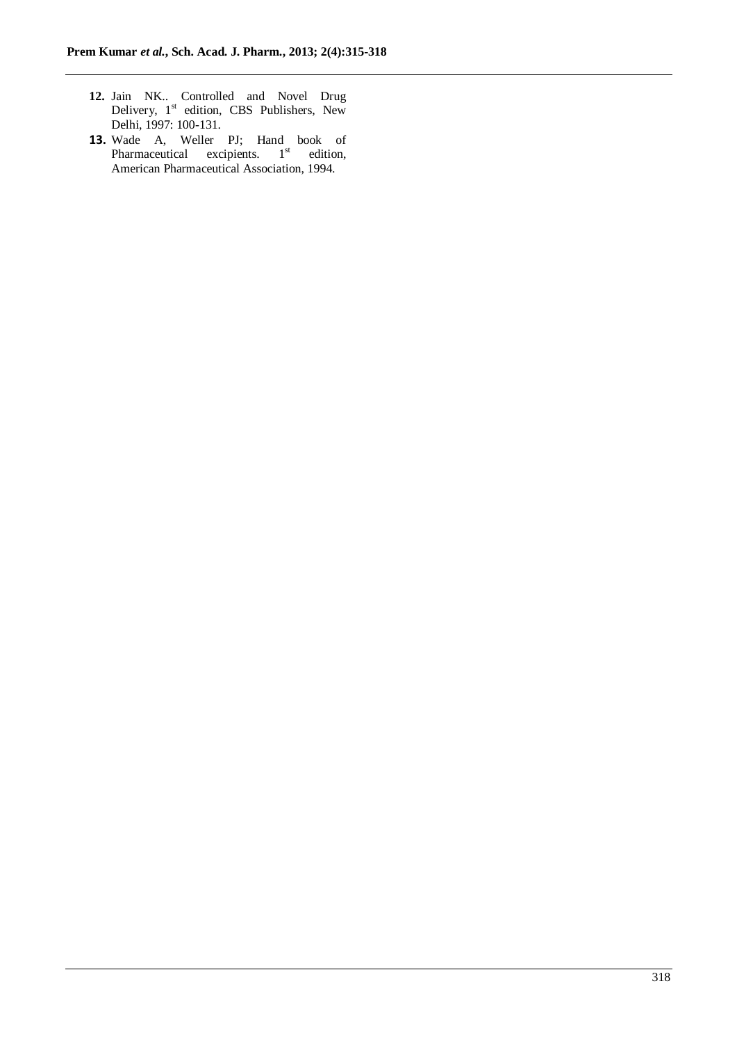12. Jain NK.. Controlled and Novel Drug Delivery, 1st edition, CBS Publishers, New Delhi, 1997: 100-131.
13. Wade A, Weller PJ; Hand book of Pharmaceutical excipients. 1st edition, American Pharmaceutical Association, 1994.